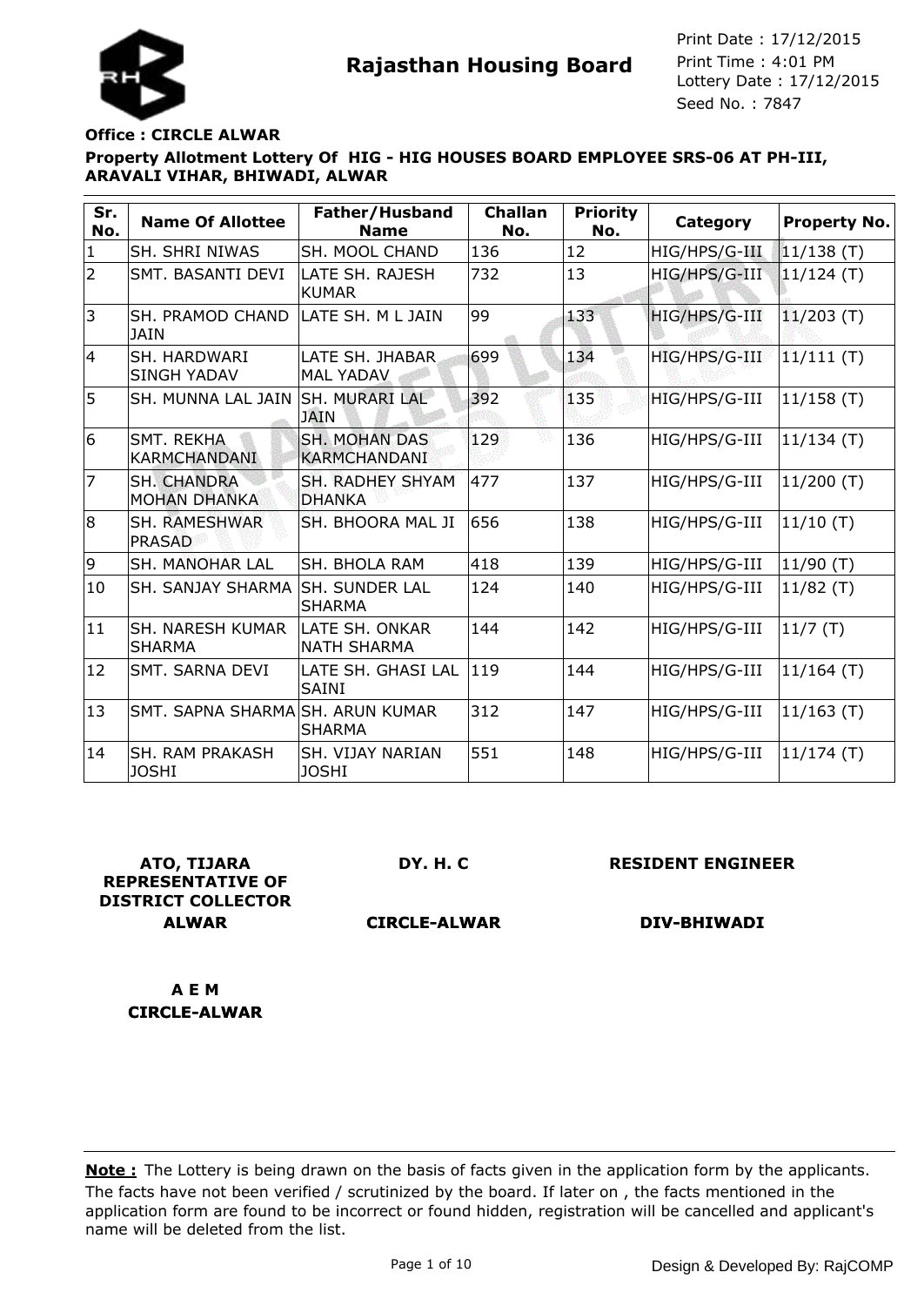# Rajasthan Housing Board

Print Date : 17/12/2015
Print Time : 4:01 PM
Lottery Date : 17/12/2015
Seed No. : 7847

**Office : CIRCLE ALWAR**

**Property Allotment Lottery Of HIG - HIG HOUSES BOARD EMPLOYEE SRS-06 AT PH-III, ARAVALI VIHAR, BHIWADI, ALWAR**

| Sr. No. | Name Of Allottee | Father/Husband Name | Challan No. | Priority No. | Category | Property No. |
|---|---|---|---|---|---|---|
| 1 | SH. SHRI NIWAS | SH. MOOL CHAND | 136 | 12 | HIG/HPS/G-III | 11/138 (T) |
| 2 | SMT. BASANTI DEVI | LATE SH. RAJESH KUMAR | 732 | 13 | HIG/HPS/G-III | 11/124 (T) |
| 3 | SH. PRAMOD CHAND JAIN | LATE SH. M L JAIN | 99 | 133 | HIG/HPS/G-III | 11/203 (T) |
| 4 | SH. HARDWARI SINGH YADAV | LATE SH. JHABAR MAL YADAV | 699 | 134 | HIG/HPS/G-III | 11/111 (T) |
| 5 | SH. MUNNA LAL JAIN | SH. MURARI LAL JAIN | 392 | 135 | HIG/HPS/G-III | 11/158 (T) |
| 6 | SMT. REKHA KARMCHANDANI | SH. MOHAN DAS KARMCHANDANI | 129 | 136 | HIG/HPS/G-III | 11/134 (T) |
| 7 | SH. CHANDRA MOHAN DHANKA | SH. RADHEY SHYAM DHANKA | 477 | 137 | HIG/HPS/G-III | 11/200 (T) |
| 8 | SH. RAMESHWAR PRASAD | SH. BHOORA MAL JI | 656 | 138 | HIG/HPS/G-III | 11/10 (T) |
| 9 | SH. MANOHAR LAL | SH. BHOLA RAM | 418 | 139 | HIG/HPS/G-III | 11/90 (T) |
| 10 | SH. SANJAY SHARMA | SH. SUNDER LAL SHARMA | 124 | 140 | HIG/HPS/G-III | 11/82 (T) |
| 11 | SH. NARESH KUMAR SHARMA | LATE SH. ONKAR NATH SHARMA | 144 | 142 | HIG/HPS/G-III | 11/7 (T) |
| 12 | SMT. SARNA DEVI | LATE SH. GHASI LAL SAINI | 119 | 144 | HIG/HPS/G-III | 11/164 (T) |
| 13 | SMT. SAPNA SHARMA | SH. ARUN KUMAR SHARMA | 312 | 147 | HIG/HPS/G-III | 11/163 (T) |
| 14 | SH. RAM PRAKASH JOSHI | SH. VIJAY NARIAN JOSHI | 551 | 148 | HIG/HPS/G-III | 11/174 (T) |

**ATO, TIJARA REPRESENTATIVE OF DISTRICT COLLECTOR ALWAR**

**DY. H. C CIRCLE-ALWAR**

**RESIDENT ENGINEER DIV-BHIWADI**

**A E M CIRCLE-ALWAR**

**Note :** The Lottery is being drawn on the basis of facts given in the application form by the applicants. The facts have not been verified / scrutinized by the board. If later on , the facts mentioned in the application form are found to be incorrect or found hidden, registration will be cancelled and applicant's name will be deleted from the list.

Design & Developed By: RajCOMP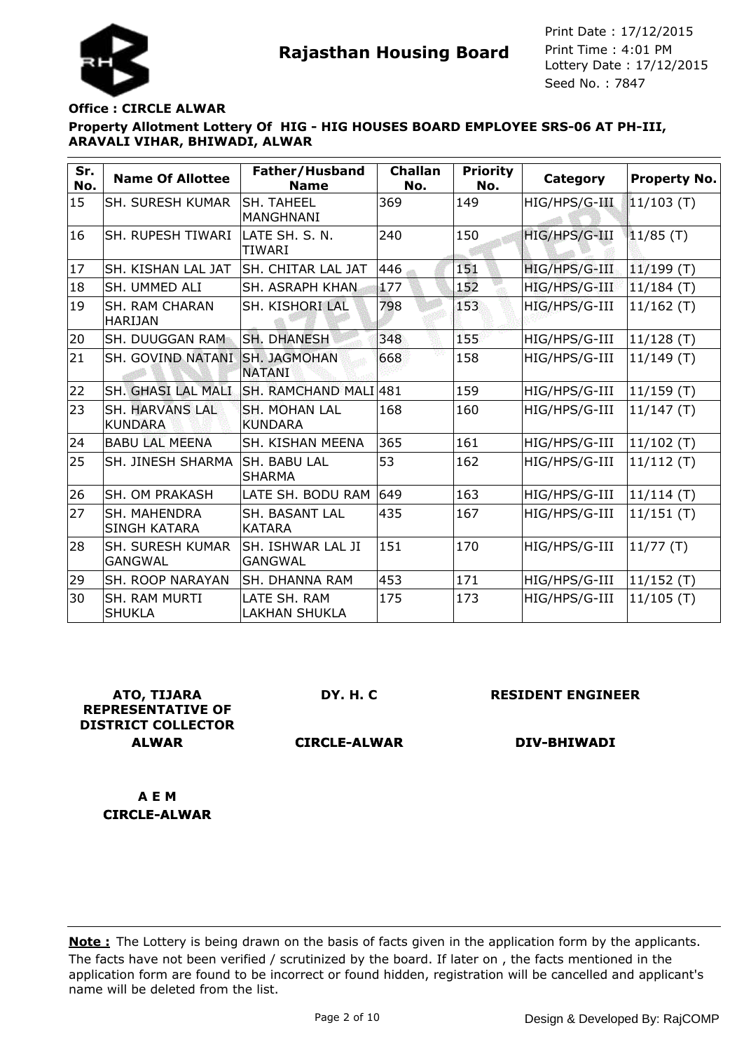**Rajasthan Housing Board**

Print Date : 17/12/2015
Print Time : 4:01 PM
Lottery Date : 17/12/2015
Seed No. : 7847

**Office : CIRCLE ALWAR**

**Property Allotment Lottery Of HIG - HIG HOUSES BOARD EMPLOYEE SRS-06 AT PH-III, ARAVALI VIHAR, BHIWADI, ALWAR**

| Sr. No. | Name Of Allottee | Father/Husband Name | Challan No. | Priority No. | Category | Property No. |
|---|---|---|---|---|---|---|
| 15 | SH. SURESH KUMAR | SH. TAHEEL MANGHNANI | 369 | 149 | HIG/HPS/G-III | 11/103 (T) |
| 16 | SH. RUPESH TIWARI | LATE SH. S. N. TIWARI | 240 | 150 | HIG/HPS/G-III | 11/85 (T) |
| 17 | SH. KISHAN LAL JAT | SH. CHITAR LAL JAT | 446 | 151 | HIG/HPS/G-III | 11/199 (T) |
| 18 | SH. UMMED ALI | SH. ASRAPH KHAN | 177 | 152 | HIG/HPS/G-III | 11/184 (T) |
| 19 | SH. RAM CHARAN HARIJAN | SH. KISHORI LAL | 798 | 153 | HIG/HPS/G-III | 11/162 (T) |
| 20 | SH. DUUGGAN RAM | SH. DHANESH | 348 | 155 | HIG/HPS/G-III | 11/128 (T) |
| 21 | SH. GOVIND NATANI | SH. JAGMOHAN NATANI | 668 | 158 | HIG/HPS/G-III | 11/149 (T) |
| 22 | SH. GHASI LAL MALI | SH. RAMCHAND MALI | 481 | 159 | HIG/HPS/G-III | 11/159 (T) |
| 23 | SH. HARVANS LAL KUNDARA | SH. MOHAN LAL KUNDARA | 168 | 160 | HIG/HPS/G-III | 11/147 (T) |
| 24 | BABU LAL MEENA | SH. KISHAN MEENA | 365 | 161 | HIG/HPS/G-III | 11/102 (T) |
| 25 | SH. JINESH SHARMA | SH. BABU LAL SHARMA | 53 | 162 | HIG/HPS/G-III | 11/112 (T) |
| 26 | SH. OM PRAKASH | LATE SH. BODU RAM | 649 | 163 | HIG/HPS/G-III | 11/114 (T) |
| 27 | SH. MAHENDRA SINGH KATARA | SH. BASANT LAL KATARA | 435 | 167 | HIG/HPS/G-III | 11/151 (T) |
| 28 | SH. SURESH KUMAR GANGWAL | SH. ISHWAR LAL JI GANGWAL | 151 | 170 | HIG/HPS/G-III | 11/77 (T) |
| 29 | SH. ROOP NARAYAN | SH. DHANNA RAM | 453 | 171 | HIG/HPS/G-III | 11/152 (T) |
| 30 | SH. RAM MURTI SHUKLA | LATE SH. RAM LAKHAN SHUKLA | 175 | 173 | HIG/HPS/G-III | 11/105 (T) |

**ATO, TIJARA REPRESENTATIVE OF DISTRICT COLLECTOR ALWAR**

**DY. H. C CIRCLE-ALWAR**

**RESIDENT ENGINEER DIV-BHIWADI**

**A E M CIRCLE-ALWAR**

**Note :** The Lottery is being drawn on the basis of facts given in the application form by the applicants. The facts have not been verified / scrutinized by the board. If later on , the facts mentioned in the application form are found to be incorrect or found hidden, registration will be cancelled and applicant's name will be deleted from the list.

Design & Developed By: RajCOMP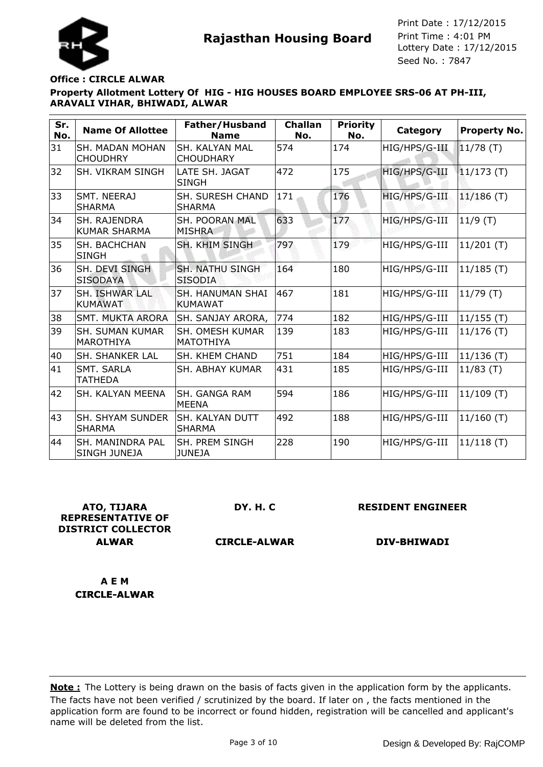**Rajasthan Housing Board**

Print Date : 17/12/2015
Print Time : 4:01 PM
Lottery Date : 17/12/2015
Seed No. : 7847

**Office : CIRCLE ALWAR**

**Property Allotment Lottery Of HIG - HIG HOUSES BOARD EMPLOYEE SRS-06 AT PH-III, ARAVALI VIHAR, BHIWADI, ALWAR**

| Sr. No. | Name Of Allottee | Father/Husband Name | Challan No. | Priority No. | Category | Property No. |
|---|---|---|---|---|---|---|
| 31 | SH. MADAN MOHAN CHOUDHRY | SH. KALYAN MAL CHOUDHARY | 574 | 174 | HIG/HPS/G-III | 11/78 (T) |
| 32 | SH. VIKRAM SINGH | LATE SH. JAGAT SINGH | 472 | 175 | HIG/HPS/G-III | 11/173 (T) |
| 33 | SMT. NEERAJ SHARMA | SH. SURESH CHAND SHARMA | 171 | 176 | HIG/HPS/G-III | 11/186 (T) |
| 34 | SH. RAJENDRA KUMAR SHARMA | SH. POORAN MAL MISHRA | 633 | 177 | HIG/HPS/G-III | 11/9 (T) |
| 35 | SH. BACHCHAN SINGH | SH. KHIM SINGH | 797 | 179 | HIG/HPS/G-III | 11/201 (T) |
| 36 | SH. DEVI SINGH SISODAYA | SH. NATHU SINGH SISODIA | 164 | 180 | HIG/HPS/G-III | 11/185 (T) |
| 37 | SH. ISHWAR LAL KUMAWAT | SH. HANUMAN SHAI KUMAWAT | 467 | 181 | HIG/HPS/G-III | 11/79 (T) |
| 38 | SMT. MUKTA ARORA | SH. SANJAY ARORA, | 774 | 182 | HIG/HPS/G-III | 11/155 (T) |
| 39 | SH. SUMAN KUMAR MAROTHIYA | SH. OMESH KUMAR MATOTHIYA | 139 | 183 | HIG/HPS/G-III | 11/176 (T) |
| 40 | SH. SHANKER LAL | SH. KHEM CHAND | 751 | 184 | HIG/HPS/G-III | 11/136 (T) |
| 41 | SMT. SARLA TATHEDA | SH. ABHAY KUMAR | 431 | 185 | HIG/HPS/G-III | 11/83 (T) |
| 42 | SH. KALYAN MEENA | SH. GANGA RAM MEENA | 594 | 186 | HIG/HPS/G-III | 11/109 (T) |
| 43 | SH. SHYAM SUNDER SHARMA | SH. KALYAN DUTT SHARMA | 492 | 188 | HIG/HPS/G-III | 11/160 (T) |
| 44 | SH. MANINDRA PAL SINGH JUNEJA | SH. PREM SINGH JUNEJA | 228 | 190 | HIG/HPS/G-III | 11/118 (T) |

**ATO, TIJARA REPRESENTATIVE OF DISTRICT COLLECTOR ALWAR**

**DY. H. C CIRCLE-ALWAR**

**RESIDENT ENGINEER DIV-BHIWADI**

**A E M CIRCLE-ALWAR**

**Note :** The Lottery is being drawn on the basis of facts given in the application form by the applicants. The facts have not been verified / scrutinized by the board. If later on , the facts mentioned in the application form are found to be incorrect or found hidden, registration will be cancelled and applicant's name will be deleted from the list.

Design & Developed By: RajCOMP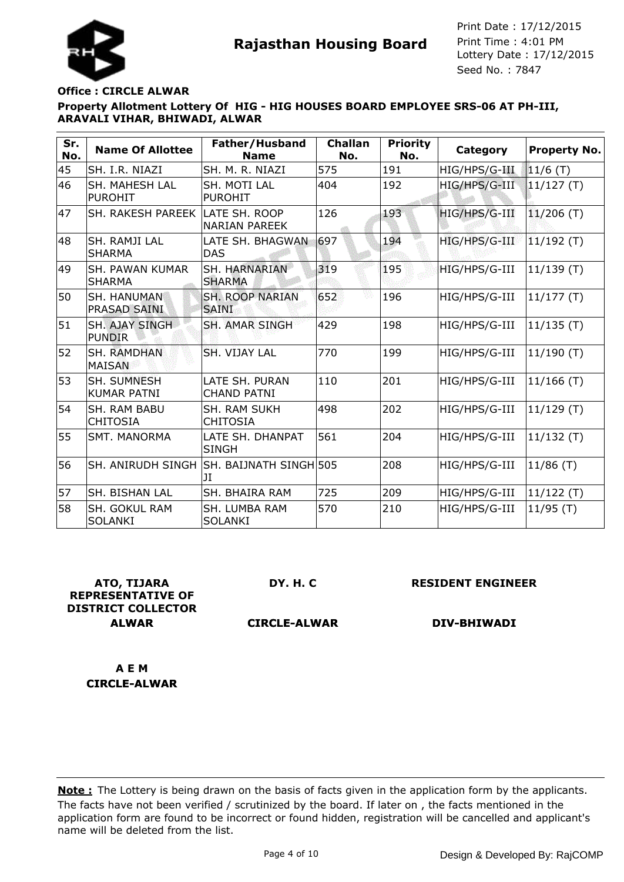# Rajasthan Housing Board

Print Date : 17/12/2015
Print Time : 4:01 PM
Lottery Date : 17/12/2015
Seed No. : 7847

**Office : CIRCLE ALWAR**

**Property Allotment Lottery Of HIG - HIG HOUSES BOARD EMPLOYEE SRS-06 AT PH-III, ARAVALI VIHAR, BHIWADI, ALWAR**

| Sr. No. | Name Of Allottee | Father/Husband Name | Challan No. | Priority No. | Category | Property No. |
|---|---|---|---|---|---|---|
| 45 | SH. I.R. NIAZI | SH. M. R. NIAZI | 575 | 191 | HIG/HPS/G-III | 11/6 (T) |
| 46 | SH. MAHESH LAL PUROHIT | SH. MOTI LAL PUROHIT | 404 | 192 | HIG/HPS/G-III | 11/127 (T) |
| 47 | SH. RAKESH PAREEK | LATE SH. ROOP NARIAN PAREEK | 126 | 193 | HIG/HPS/G-III | 11/206 (T) |
| 48 | SH. RAMJI LAL SHARMA | LATE SH. BHAGWAN DAS | 697 | 194 | HIG/HPS/G-III | 11/192 (T) |
| 49 | SH. PAWAN KUMAR SHARMA | SH. HARNARIAN SHARMA | 319 | 195 | HIG/HPS/G-III | 11/139 (T) |
| 50 | SH. HANUMAN PRASAD SAINI | SH. ROOP NARIAN SAINI | 652 | 196 | HIG/HPS/G-III | 11/177 (T) |
| 51 | SH. AJAY SINGH PUNDIR | SH. AMAR SINGH | 429 | 198 | HIG/HPS/G-III | 11/135 (T) |
| 52 | SH. RAMDHAN MAISAN | SH. VIJAY LAL | 770 | 199 | HIG/HPS/G-III | 11/190 (T) |
| 53 | SH. SUMNESH KUMAR PATNI | LATE SH. PURAN CHAND PATNI | 110 | 201 | HIG/HPS/G-III | 11/166 (T) |
| 54 | SH. RAM BABU CHITOSIA | SH. RAM SUKH CHITOSIA | 498 | 202 | HIG/HPS/G-III | 11/129 (T) |
| 55 | SMT. MANORMA | LATE SH. DHANPAT SINGH | 561 | 204 | HIG/HPS/G-III | 11/132 (T) |
| 56 | SH. ANIRUDH SINGH | SH. BAIJNATH SINGH JI | 505 | 208 | HIG/HPS/G-III | 11/86 (T) |
| 57 | SH. BISHAN LAL | SH. BHAIRA RAM | 725 | 209 | HIG/HPS/G-III | 11/122 (T) |
| 58 | SH. GOKUL RAM SOLANKI | SH. LUMBA RAM SOLANKI | 570 | 210 | HIG/HPS/G-III | 11/95 (T) |

**ATO, TIJARA REPRESENTATIVE OF DISTRICT COLLECTOR ALWAR**

**DY. H. C CIRCLE-ALWAR**

**RESIDENT ENGINEER DIV-BHIWADI**

**A E M CIRCLE-ALWAR**

**Note :** The Lottery is being drawn on the basis of facts given in the application form by the applicants. The facts have not been verified / scrutinized by the board. If later on , the facts mentioned in the application form are found to be incorrect or found hidden, registration will be cancelled and applicant's name will be deleted from the list.

Design & Developed By: RajCOMP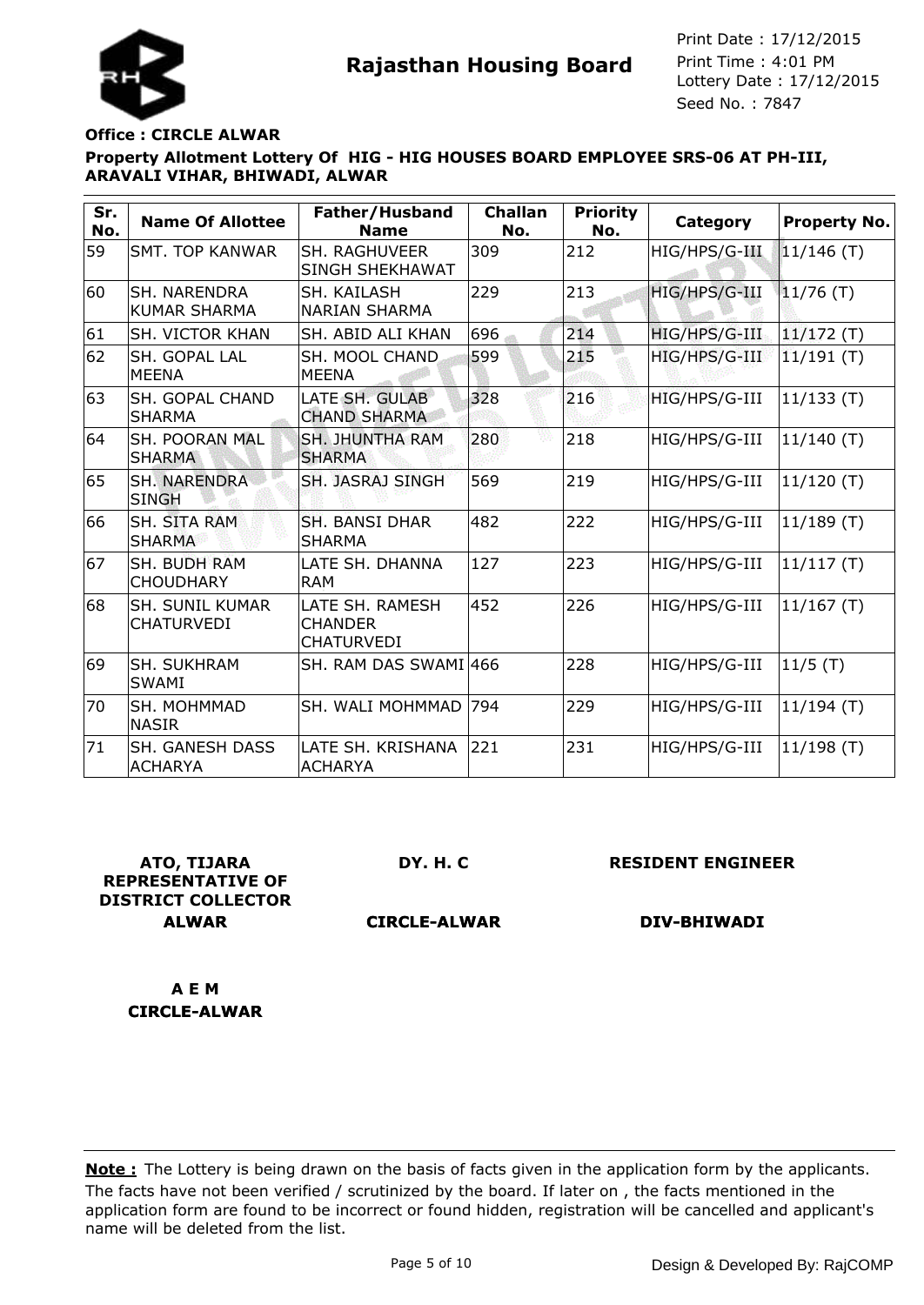# Rajasthan Housing Board

Print Date : 17/12/2015
Print Time : 4:01 PM
Lottery Date : 17/12/2015
Seed No. : 7847

**Office : CIRCLE ALWAR**

**Property Allotment Lottery Of HIG - HIG HOUSES BOARD EMPLOYEE SRS-06 AT PH-III, ARAVALI VIHAR, BHIWADI, ALWAR**

| Sr. No. | Name Of Allottee | Father/Husband Name | Challan No. | Priority No. | Category | Property No. |
|---|---|---|---|---|---|---|
| 59 | SMT. TOP KANWAR | SH. RAGHUVEER SINGH SHEKHAWAT | 309 | 212 | HIG/HPS/G-III | 11/146 (T) |
| 60 | SH. NARENDRA KUMAR SHARMA | SH. KAILASH NARIAN SHARMA | 229 | 213 | HIG/HPS/G-III | 11/76 (T) |
| 61 | SH. VICTOR KHAN | SH. ABID ALI KHAN | 696 | 214 | HIG/HPS/G-III | 11/172 (T) |
| 62 | SH. GOPAL LAL MEENA | SH. MOOL CHAND MEENA | 599 | 215 | HIG/HPS/G-III | 11/191 (T) |
| 63 | SH. GOPAL CHAND SHARMA | LATE SH. GULAB CHAND SHARMA | 328 | 216 | HIG/HPS/G-III | 11/133 (T) |
| 64 | SH. POORAN MAL SHARMA | SH. JHUNTHA RAM SHARMA | 280 | 218 | HIG/HPS/G-III | 11/140 (T) |
| 65 | SH. NARENDRA SINGH | SH. JASRAJ SINGH | 569 | 219 | HIG/HPS/G-III | 11/120 (T) |
| 66 | SH. SITA RAM SHARMA | SH. BANSI DHAR SHARMA | 482 | 222 | HIG/HPS/G-III | 11/189 (T) |
| 67 | SH. BUDH RAM CHOUDHARY | LATE SH. DHANNA RAM | 127 | 223 | HIG/HPS/G-III | 11/117 (T) |
| 68 | SH. SUNIL KUMAR CHATURVEDI | LATE SH. RAMESH CHANDER CHATURVEDI | 452 | 226 | HIG/HPS/G-III | 11/167 (T) |
| 69 | SH. SUKHRAM SWAMI | SH. RAM DAS SWAMI | 466 | 228 | HIG/HPS/G-III | 11/5 (T) |
| 70 | SH. MOHMMAD NASIR | SH. WALI MOHMMAD | 794 | 229 | HIG/HPS/G-III | 11/194 (T) |
| 71 | SH. GANESH DASS ACHARYA | LATE SH. KRISHANA ACHARYA | 221 | 231 | HIG/HPS/G-III | 11/198 (T) |

**ATO, TIJARA REPRESENTATIVE OF DISTRICT COLLECTOR ALWAR**

**DY. H. C CIRCLE-ALWAR**

**RESIDENT ENGINEER DIV-BHIWADI**

**A E M CIRCLE-ALWAR**

**Note :** The Lottery is being drawn on the basis of facts given in the application form by the applicants. The facts have not been verified / scrutinized by the board. If later on , the facts mentioned in the application form are found to be incorrect or found hidden, registration will be cancelled and applicant's name will be deleted from the list.

Design & Developed By: RajCOMP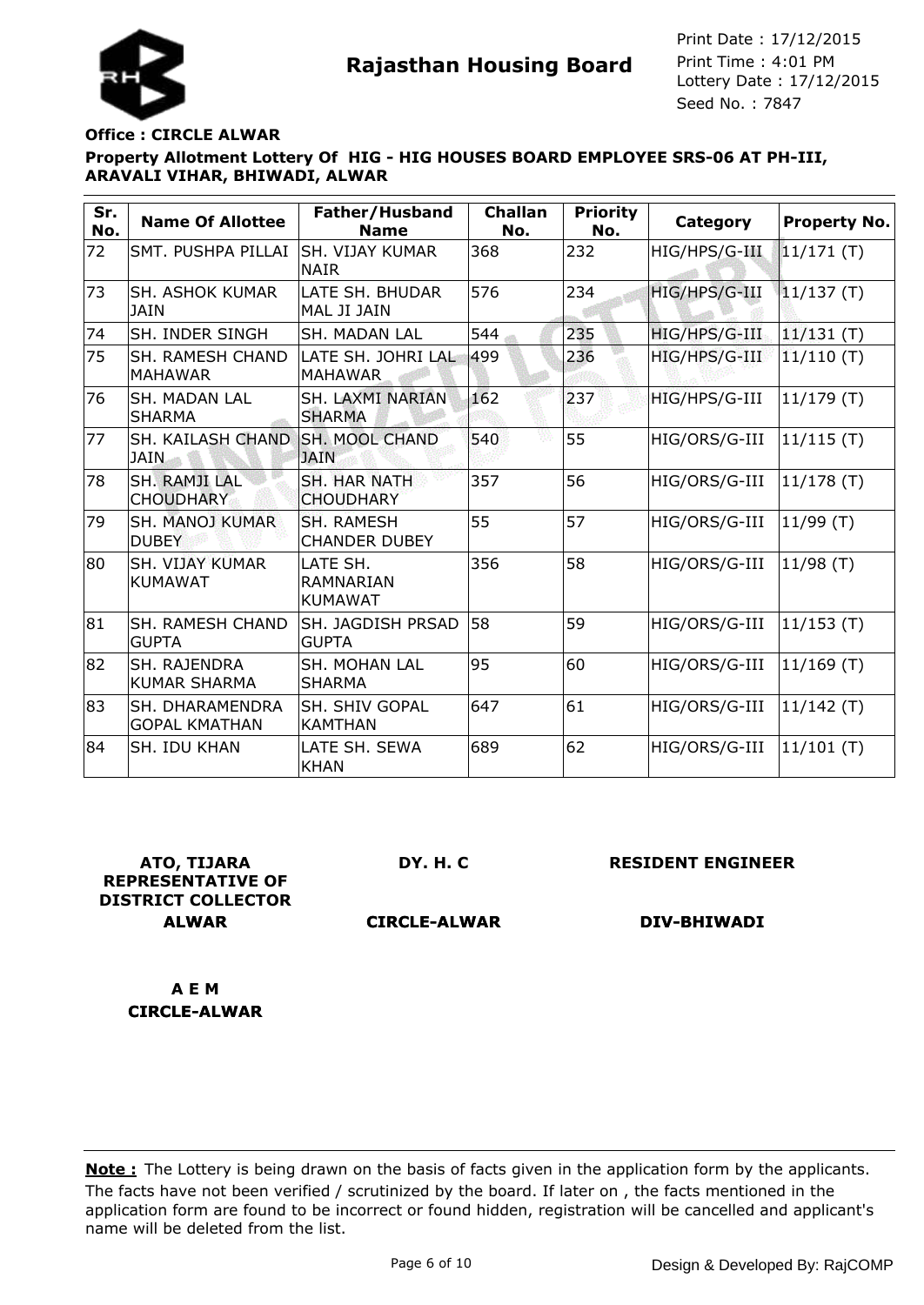**Rajasthan Housing Board**

Print Date : 17/12/2015
Print Time : 4:01 PM
Lottery Date : 17/12/2015
Seed No. : 7847

**Office : CIRCLE ALWAR**

**Property Allotment Lottery Of HIG - HIG HOUSES BOARD EMPLOYEE SRS-06 AT PH-III, ARAVALI VIHAR, BHIWADI, ALWAR**

| Sr. No. | Name Of Allottee | Father/Husband Name | Challan No. | Priority No. | Category | Property No. |
|---|---|---|---|---|---|---|
| 72 | SMT. PUSHPA PILLAI | SH. VIJAY KUMAR NAIR | 368 | 232 | HIG/HPS/G-III | 11/171 (T) |
| 73 | SH. ASHOK KUMAR JAIN | LATE SH. BHUDAR MAL JI JAIN | 576 | 234 | HIG/HPS/G-III | 11/137 (T) |
| 74 | SH. INDER SINGH | SH. MADAN LAL | 544 | 235 | HIG/HPS/G-III | 11/131 (T) |
| 75 | SH. RAMESH CHAND MAHAWAR | LATE SH. JOHRI LAL MAHAWAR | 499 | 236 | HIG/HPS/G-III | 11/110 (T) |
| 76 | SH. MADAN LAL SHARMA | SH. LAXMI NARIAN SHARMA | 162 | 237 | HIG/HPS/G-III | 11/179 (T) |
| 77 | SH. KAILASH CHAND JAIN | SH. MOOL CHAND JAIN | 540 | 55 | HIG/ORS/G-III | 11/115 (T) |
| 78 | SH. RAMJI LAL CHOUDHARY | SH. HAR NATH CHOUDHARY | 357 | 56 | HIG/ORS/G-III | 11/178 (T) |
| 79 | SH. MANOJ KUMAR DUBEY | SH. RAMESH CHANDER DUBEY | 55 | 57 | HIG/ORS/G-III | 11/99 (T) |
| 80 | SH. VIJAY KUMAR KUMAWAT | LATE SH. RAMNARIAN KUMAWAT | 356 | 58 | HIG/ORS/G-III | 11/98 (T) |
| 81 | SH. RAMESH CHAND GUPTA | SH. JAGDISH PRSAD GUPTA | 58 | 59 | HIG/ORS/G-III | 11/153 (T) |
| 82 | SH. RAJENDRA KUMAR SHARMA | SH. MOHAN LAL SHARMA | 95 | 60 | HIG/ORS/G-III | 11/169 (T) |
| 83 | SH. DHARAMENDRA GOPAL KMATHAN | SH. SHIV GOPAL KAMTHAN | 647 | 61 | HIG/ORS/G-III | 11/142 (T) |
| 84 | SH. IDU KHAN | LATE SH. SEWA KHAN | 689 | 62 | HIG/ORS/G-III | 11/101 (T) |

**ATO, TIJARA REPRESENTATIVE OF DISTRICT COLLECTOR ALWAR**

**DY. H. C CIRCLE-ALWAR**

**RESIDENT ENGINEER DIV-BHIWADI**

**A E M CIRCLE-ALWAR**

**Note :** The Lottery is being drawn on the basis of facts given in the application form by the applicants. The facts have not been verified / scrutinized by the board. If later on , the facts mentioned in the application form are found to be incorrect or found hidden, registration will be cancelled and applicant's name will be deleted from the list.

Design & Developed By: RajCOMP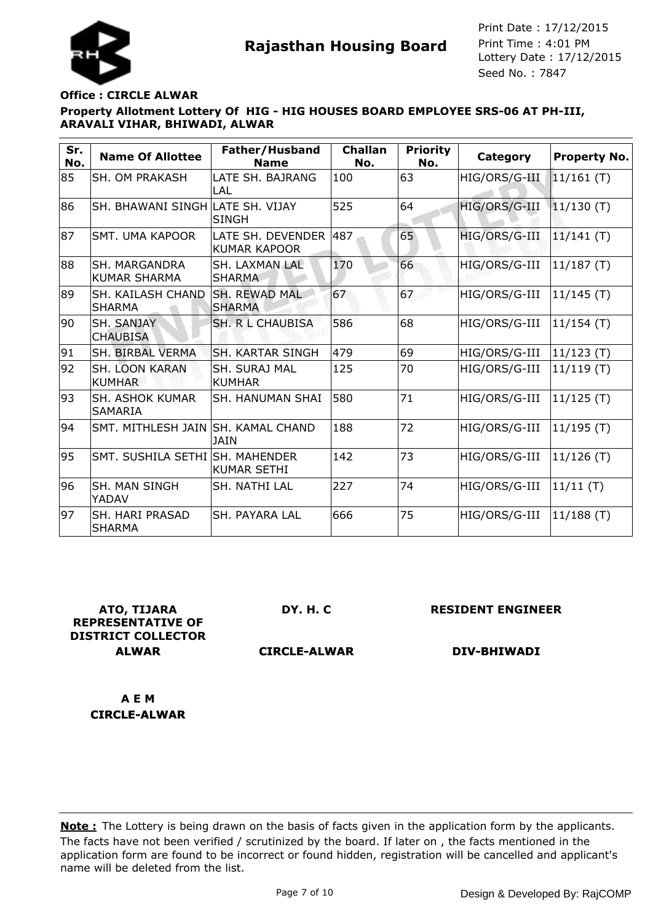# Rajasthan Housing Board

Print Date : 17/12/2015
Print Time : 4:01 PM
Lottery Date : 17/12/2015
Seed No. : 7847

**Office : CIRCLE ALWAR**

**Property Allotment Lottery Of HIG - HIG HOUSES BOARD EMPLOYEE SRS-06 AT PH-III, ARAVALI VIHAR, BHIWADI, ALWAR**

| Sr. No. | Name Of Allottee | Father/Husband Name | Challan No. | Priority No. | Category | Property No. |
|---|---|---|---|---|---|---|
| 85 | SH. OM PRAKASH | LATE SH. BAJRANG LAL | 100 | 63 | HIG/ORS/G-III | 11/161 (T) |
| 86 | SH. BHAWANI SINGH | LATE SH. VIJAY SINGH | 525 | 64 | HIG/ORS/G-III | 11/130 (T) |
| 87 | SMT. UMA KAPOOR | LATE SH. DEVENDER KUMAR KAPOOR | 487 | 65 | HIG/ORS/G-III | 11/141 (T) |
| 88 | SH. MARGANDRA KUMAR SHARMA | SH. LAXMAN LAL SHARMA | 170 | 66 | HIG/ORS/G-III | 11/187 (T) |
| 89 | SH. KAILASH CHAND SHARMA | SH. REWAD MAL SHARMA | 67 | 67 | HIG/ORS/G-III | 11/145 (T) |
| 90 | SH. SANJAY CHAUBISA | SH. R L CHAUBISA | 586 | 68 | HIG/ORS/G-III | 11/154 (T) |
| 91 | SH. BIRBAL VERMA | SH. KARTAR SINGH | 479 | 69 | HIG/ORS/G-III | 11/123 (T) |
| 92 | SH. LOON KARAN KUMHAR | SH. SURAJ MAL KUMHAR | 125 | 70 | HIG/ORS/G-III | 11/119 (T) |
| 93 | SH. ASHOK KUMAR SAMARIA | SH. HANUMAN SHAI | 580 | 71 | HIG/ORS/G-III | 11/125 (T) |
| 94 | SMT. MITHLESH JAIN | SH. KAMAL CHAND JAIN | 188 | 72 | HIG/ORS/G-III | 11/195 (T) |
| 95 | SMT. SUSHILA SETHI | SH. MAHENDER KUMAR SETHI | 142 | 73 | HIG/ORS/G-III | 11/126 (T) |
| 96 | SH. MAN SINGH YADAV | SH. NATHI LAL | 227 | 74 | HIG/ORS/G-III | 11/11 (T) |
| 97 | SH. HARI PRASAD SHARMA | SH. PAYARA LAL | 666 | 75 | HIG/ORS/G-III | 11/188 (T) |

**ATO, TIJARA REPRESENTATIVE OF DISTRICT COLLECTOR ALWAR**

**DY. H. C CIRCLE-ALWAR**

**RESIDENT ENGINEER DIV-BHIWADI**

**A E M CIRCLE-ALWAR**

**Note :** The Lottery is being drawn on the basis of facts given in the application form by the applicants. The facts have not been verified / scrutinized by the board. If later on , the facts mentioned in the application form are found to be incorrect or found hidden, registration will be cancelled and applicant's name will be deleted from the list.

Design & Developed By: RajCOMP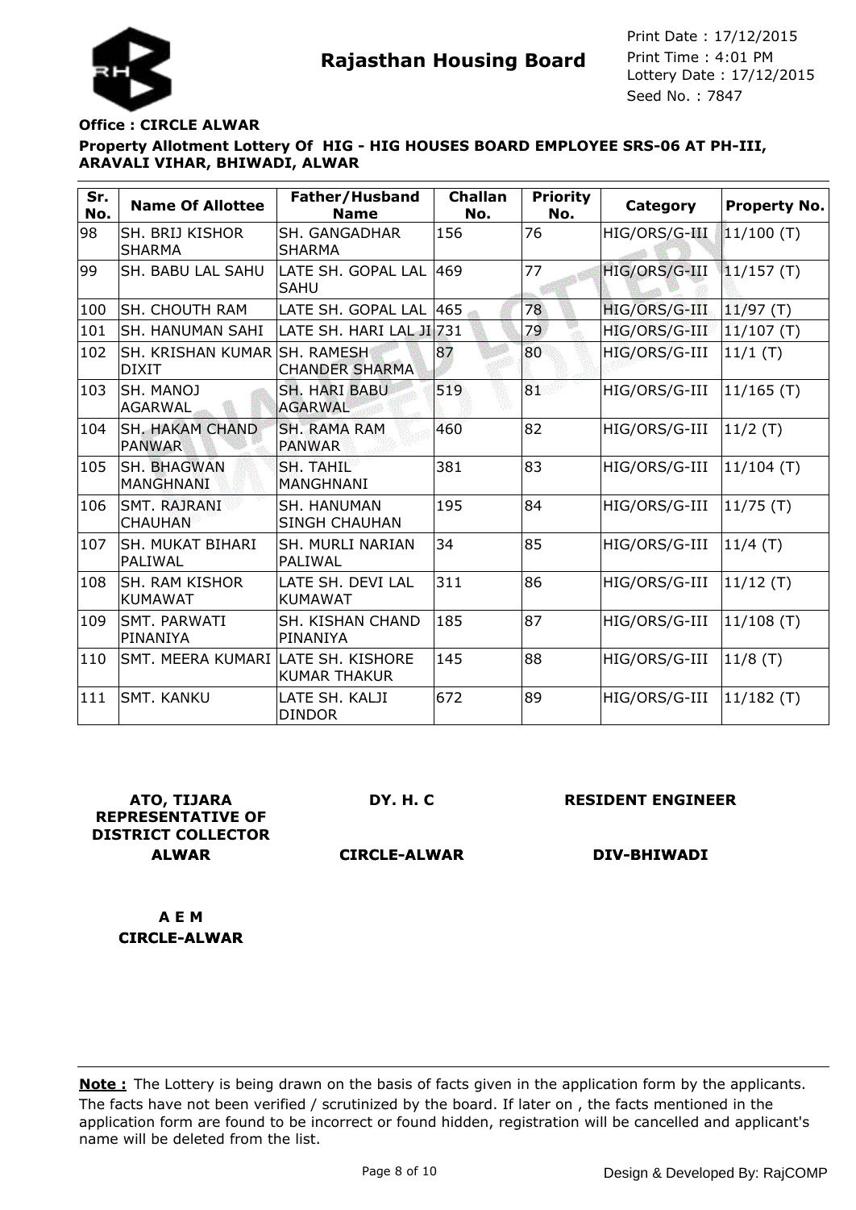**Rajasthan Housing Board**

Print Date : 17/12/2015
Print Time : 4:01 PM
Lottery Date : 17/12/2015
Seed No. : 7847

**Office : CIRCLE ALWAR**

**Property Allotment Lottery Of HIG - HIG HOUSES BOARD EMPLOYEE SRS-06 AT PH-III, ARAVALI VIHAR, BHIWADI, ALWAR**

| Sr. No. | Name Of Allottee | Father/Husband Name | Challan No. | Priority No. | Category | Property No. |
|---|---|---|---|---|---|---|
| 98 | SH. BRIJ KISHOR SHARMA | SH. GANGADHAR SHARMA | 156 | 76 | HIG/ORS/G-III | 11/100 (T) |
| 99 | SH. BABU LAL SAHU | LATE SH. GOPAL LAL SAHU | 469 | 77 | HIG/ORS/G-III | 11/157 (T) |
| 100 | SH. CHOUTH RAM | LATE SH. GOPAL LAL | 465 | 78 | HIG/ORS/G-III | 11/97 (T) |
| 101 | SH. HANUMAN SAHI | LATE SH. HARI LAL JI | 731 | 79 | HIG/ORS/G-III | 11/107 (T) |
| 102 | SH. KRISHAN KUMAR DIXIT | SH. RAMESH CHANDER SHARMA | 87 | 80 | HIG/ORS/G-III | 11/1 (T) |
| 103 | SH. MANOJ AGARWAL | SH. HARI BABU AGARWAL | 519 | 81 | HIG/ORS/G-III | 11/165 (T) |
| 104 | SH. HAKAM CHAND PANWAR | SH. RAMA RAM PANWAR | 460 | 82 | HIG/ORS/G-III | 11/2 (T) |
| 105 | SH. BHAGWAN MANGHNANI | SH. TAHIL MANGHNANI | 381 | 83 | HIG/ORS/G-III | 11/104 (T) |
| 106 | SMT. RAJRANI CHAUHAN | SH. HANUMAN SINGH CHAUHAN | 195 | 84 | HIG/ORS/G-III | 11/75 (T) |
| 107 | SH. MUKAT BIHARI PALIWAL | SH. MURLI NARIAN PALIWAL | 34 | 85 | HIG/ORS/G-III | 11/4 (T) |
| 108 | SH. RAM KISHOR KUMAWAT | LATE SH. DEVI LAL KUMAWAT | 311 | 86 | HIG/ORS/G-III | 11/12 (T) |
| 109 | SMT. PARWATI PINANIYA | SH. KISHAN CHAND PINANIYA | 185 | 87 | HIG/ORS/G-III | 11/108 (T) |
| 110 | SMT. MEERA KUMARI | LATE SH. KISHORE KUMAR THAKUR | 145 | 88 | HIG/ORS/G-III | 11/8 (T) |
| 111 | SMT. KANKU | LATE SH. KALJI DINDOR | 672 | 89 | HIG/ORS/G-III | 11/182 (T) |

**ATO, TIJARA REPRESENTATIVE OF DISTRICT COLLECTOR ALWAR**

**DY. H. C CIRCLE-ALWAR**

**RESIDENT ENGINEER DIV-BHIWADI**

**A E M CIRCLE-ALWAR**

**Note :** The Lottery is being drawn on the basis of facts given in the application form by the applicants. The facts have not been verified / scrutinized by the board. If later on , the facts mentioned in the application form are found to be incorrect or found hidden, registration will be cancelled and applicant's name will be deleted from the list.

Design & Developed By: RajCOMP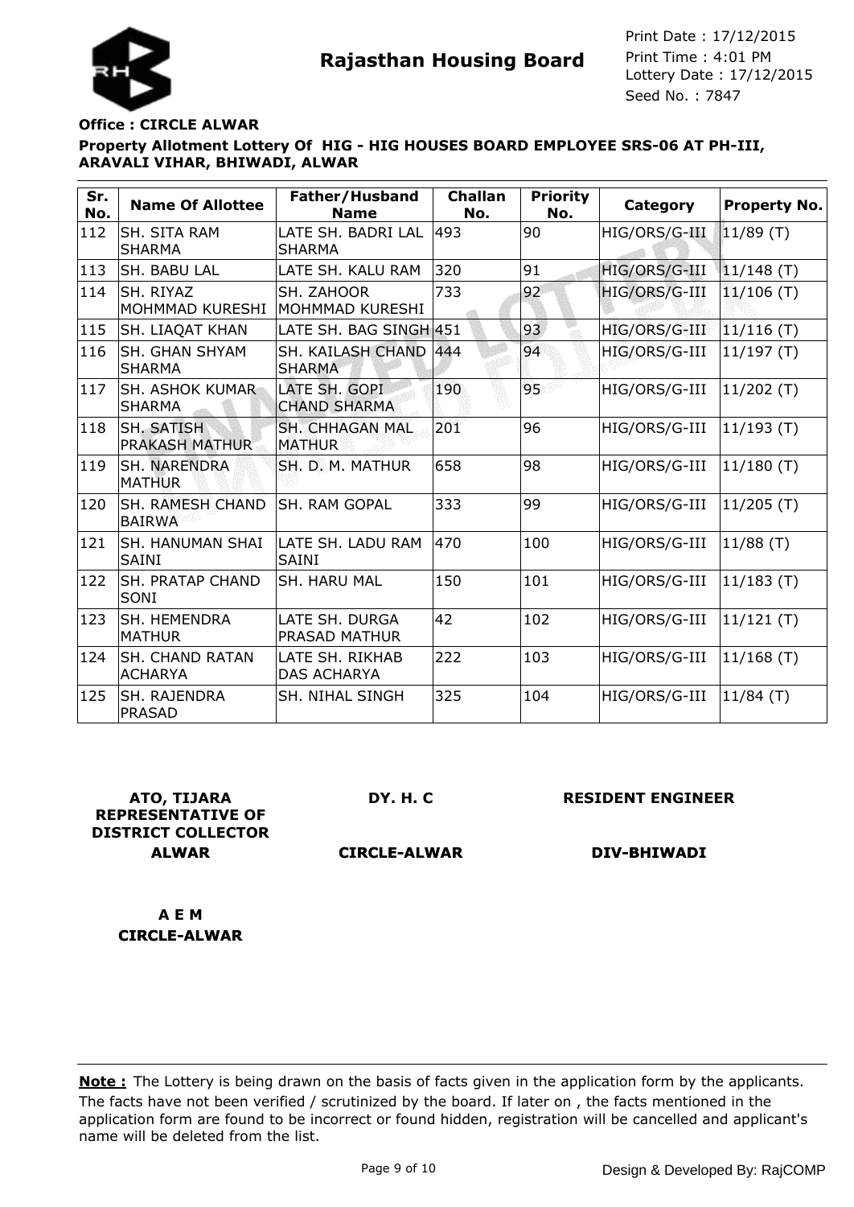**Rajasthan Housing Board**

Print Date : 17/12/2015
Print Time : 4:01 PM
Lottery Date : 17/12/2015
Seed No. : 7847

**Office : CIRCLE ALWAR**

**Property Allotment Lottery Of HIG - HIG HOUSES BOARD EMPLOYEE SRS-06 AT PH-III, ARAVALI VIHAR, BHIWADI, ALWAR**

| Sr. No. | Name Of Allottee | Father/Husband Name | Challan No. | Priority No. | Category | Property No. |
|---|---|---|---|---|---|---|
| 112 | SH. SITA RAM SHARMA | LATE SH. BADRI LAL SHARMA | 493 | 90 | HIG/ORS/G-III | 11/89 (T) |
| 113 | SH. BABU LAL | LATE SH. KALU RAM | 320 | 91 | HIG/ORS/G-III | 11/148 (T) |
| 114 | SH. RIYAZ MOHMMAD KURESHI | SH. ZAHOOR MOHMMAD KURESHI | 733 | 92 | HIG/ORS/G-III | 11/106 (T) |
| 115 | SH. LIAQAT KHAN | LATE SH. BAG SINGH | 451 | 93 | HIG/ORS/G-III | 11/116 (T) |
| 116 | SH. GHAN SHYAM SHARMA | SH. KAILASH CHAND SHARMA | 444 | 94 | HIG/ORS/G-III | 11/197 (T) |
| 117 | SH. ASHOK KUMAR SHARMA | LATE SH. GOPI CHAND SHARMA | 190 | 95 | HIG/ORS/G-III | 11/202 (T) |
| 118 | SH. SATISH PRAKASH MATHUR | SH. CHHAGAN MAL MATHUR | 201 | 96 | HIG/ORS/G-III | 11/193 (T) |
| 119 | SH. NARENDRA MATHUR | SH. D. M. MATHUR | 658 | 98 | HIG/ORS/G-III | 11/180 (T) |
| 120 | SH. RAMESH CHAND BAIRWA | SH. RAM GOPAL | 333 | 99 | HIG/ORS/G-III | 11/205 (T) |
| 121 | SH. HANUMAN SHAI SAINI | LATE SH. LADU RAM SAINI | 470 | 100 | HIG/ORS/G-III | 11/88 (T) |
| 122 | SH. PRATAP CHAND SONI | SH. HARU MAL | 150 | 101 | HIG/ORS/G-III | 11/183 (T) |
| 123 | SH. HEMENDRA MATHUR | LATE SH. DURGA PRASAD MATHUR | 42 | 102 | HIG/ORS/G-III | 11/121 (T) |
| 124 | SH. CHAND RATAN ACHARYA | LATE SH. RIKHAB DAS ACHARYA | 222 | 103 | HIG/ORS/G-III | 11/168 (T) |
| 125 | SH. RAJENDRA PRASAD | SH. NIHAL SINGH | 325 | 104 | HIG/ORS/G-III | 11/84 (T) |

**ATO, TIJARA REPRESENTATIVE OF DISTRICT COLLECTOR ALWAR**

**DY. H. C CIRCLE-ALWAR**

**RESIDENT ENGINEER DIV-BHIWADI**

**A E M CIRCLE-ALWAR**

**Note :** The Lottery is being drawn on the basis of facts given in the application form by the applicants. The facts have not been verified / scrutinized by the board. If later on , the facts mentioned in the application form are found to be incorrect or found hidden, registration will be cancelled and applicant's name will be deleted from the list.

Design & Developed By: RajCOMP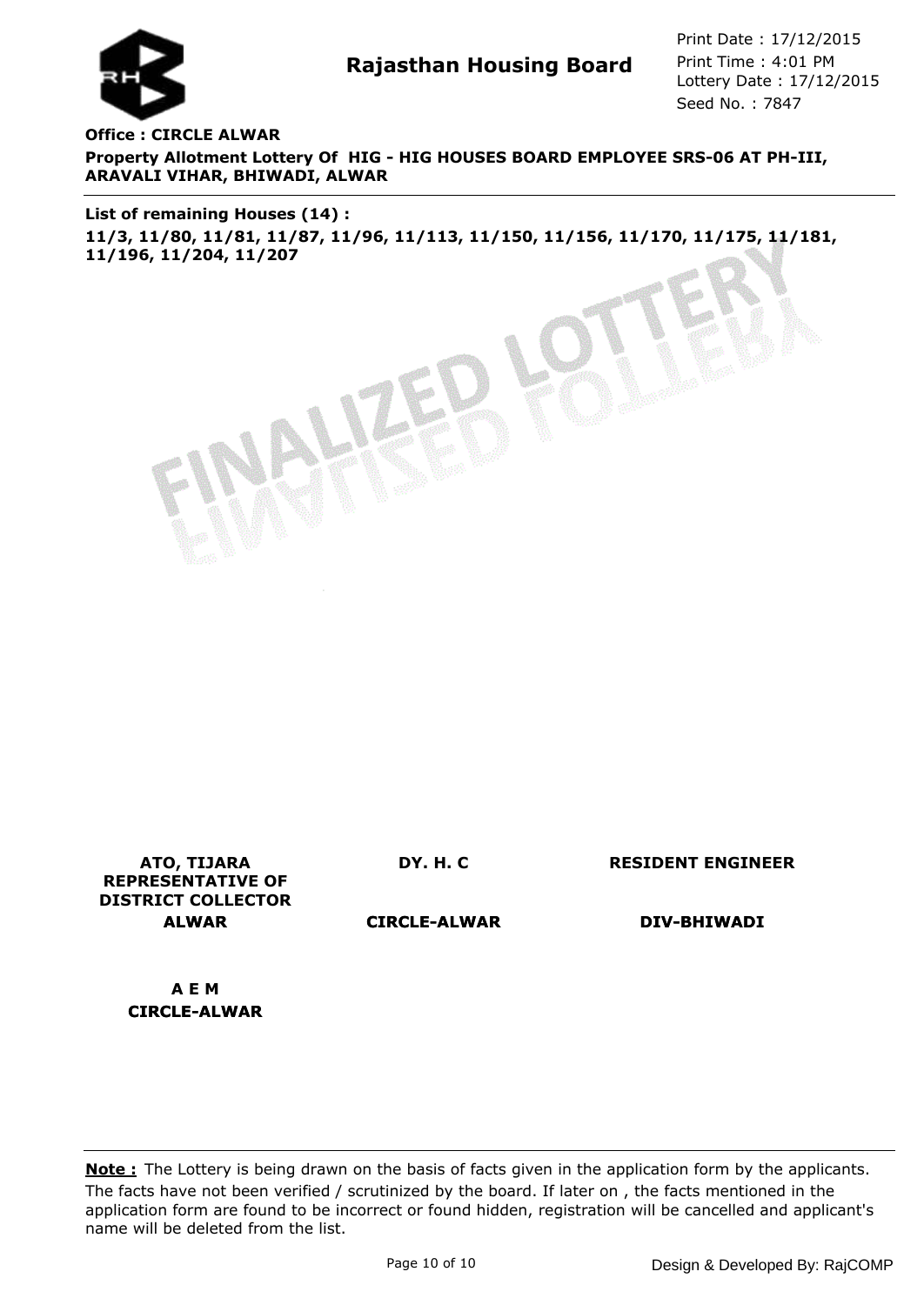**Rajasthan Housing Board**

Print Date : 17/12/2015
Print Time : 4:01 PM
Lottery Date : 17/12/2015
Seed No. : 7847

**Office : CIRCLE ALWAR**

**Property Allotment Lottery Of HIG - HIG HOUSES BOARD EMPLOYEE SRS-06 AT PH-III, ARAVALI VIHAR, BHIWADI, ALWAR**

**List of remaining Houses (14) :**

**11/3, 11/80, 11/81, 11/87, 11/96, 11/113, 11/150, 11/156, 11/170, 11/175, 11/181, 11/196, 11/204, 11/207**

| | | |
|---|---|---|
| **ATO, TIJARA REPRESENTATIVE OF DISTRICT COLLECTOR ALWAR** | **DY. H. C CIRCLE-ALWAR** | **RESIDENT ENGINEER DIV-BHIWADI** |
| **A E M CIRCLE-ALWAR** | | |

**Note :** The Lottery is being drawn on the basis of facts given in the application form by the applicants. The facts have not been verified / scrutinized by the board. If later on , the facts mentioned in the application form are found to be incorrect or found hidden, registration will be cancelled and applicant's name will be deleted from the list.

Design & Developed By: RajCOMP